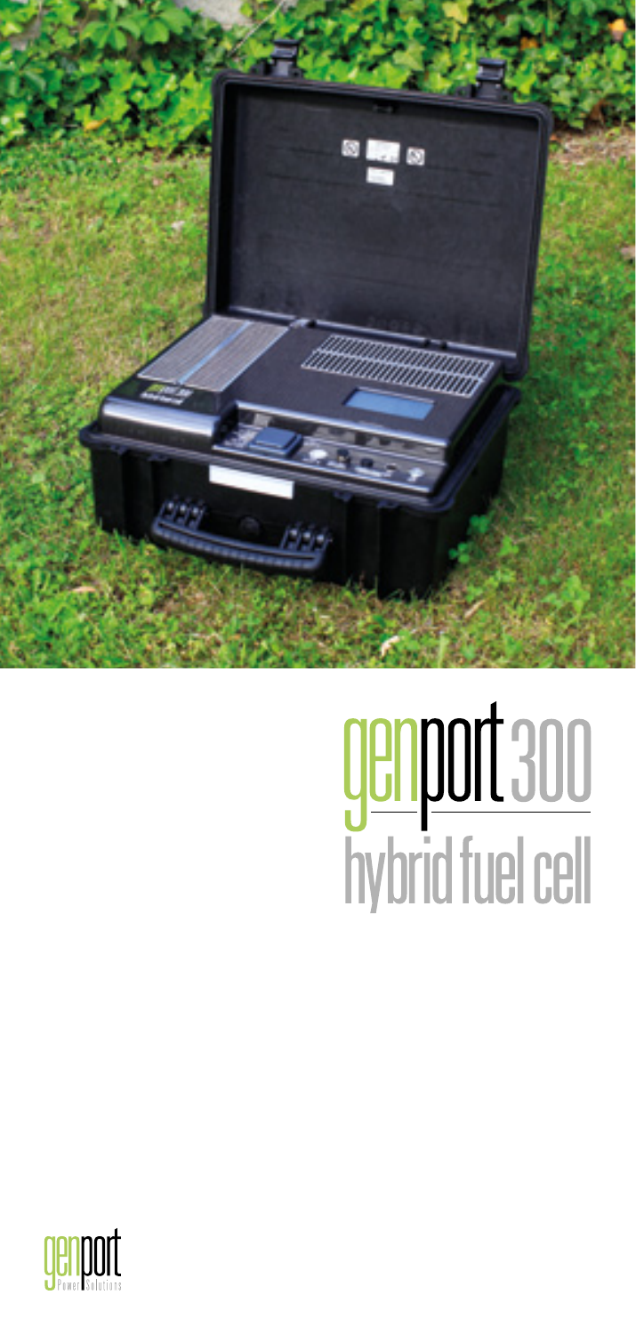# genport300

## hybrid fuel cell

genport Power Solutions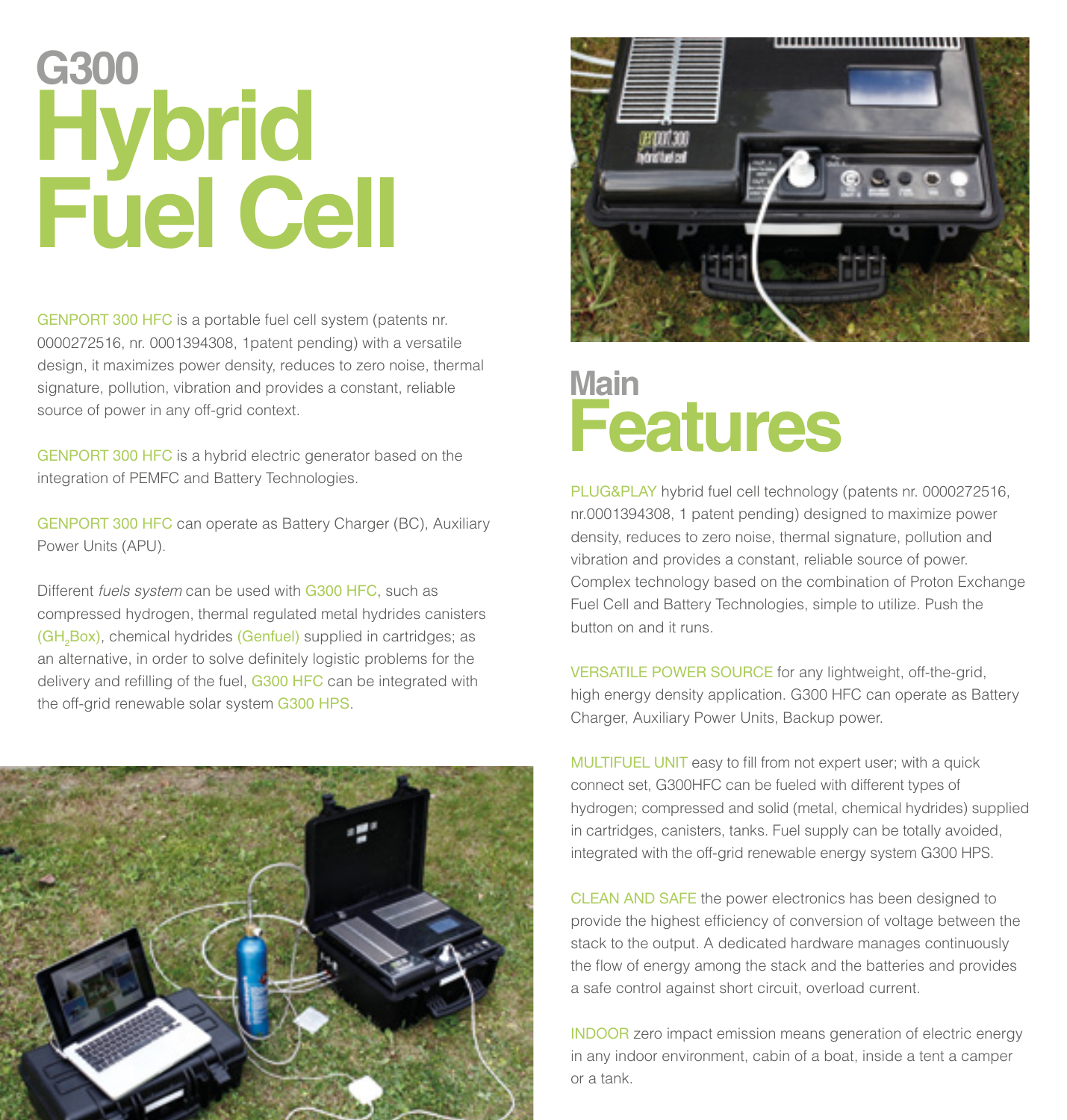# G300 Hybrid Fuel Cell

GENPORT 300 HFC is a portable fuel cell system (patents nr. 0000272516, nr. 0001394308, 1patent pending) with a versatile design, it maximizes power density, reduces to zero noise, thermal signature, pollution, vibration and provides a constant, reliable source of power in any off-grid context.

GENPORT 300 HFC is a hybrid electric generator based on the integration of PEMFC and Battery Technologies.

GENPORT 300 HFC can operate as Battery Charger (BC), Auxiliary Power Units (APU).

Different *fuels system* can be used with G300 HFC, such as compressed hydrogen, thermal regulated metal hydrides canisters ($GH_2$Box), chemical hydrides (Genfuel) supplied in cartridges; as an alternative, in order to solve definitely logistic problems for the delivery and refilling of the fuel, G300 HFC can be integrated with the off-grid renewable solar system G300 HPS.

# Main Features

PLUG&PLAY hybrid fuel cell technology (patents nr. 0000272516, nr.0001394308, 1 patent pending) designed to maximize power density, reduces to zero noise, thermal signature, pollution and vibration and provides a constant, reliable source of power. Complex technology based on the combination of Proton Exchange Fuel Cell and Battery Technologies, simple to utilize. Push the button on and it runs.

VERSATILE POWER SOURCE for any lightweight, off-the-grid, high energy density application. G300 HFC can operate as Battery Charger, Auxiliary Power Units, Backup power.

MULTIFUEL UNIT easy to fill from not expert user; with a quick connect set, G300HFC can be fueled with different types of hydrogen; compressed and solid (metal, chemical hydrides) supplied in cartridges, canisters, tanks. Fuel supply can be totally avoided, integrated with the off-grid renewable energy system G300 HPS.

CLEAN AND SAFE the power electronics has been designed to provide the highest efficiency of conversion of voltage between the stack to the output. A dedicated hardware manages continuously the flow of energy among the stack and the batteries and provides a safe control against short circuit, overload current.

INDOOR zero impact emission means generation of electric energy in any indoor environment, cabin of a boat, inside a tent a camper or a tank.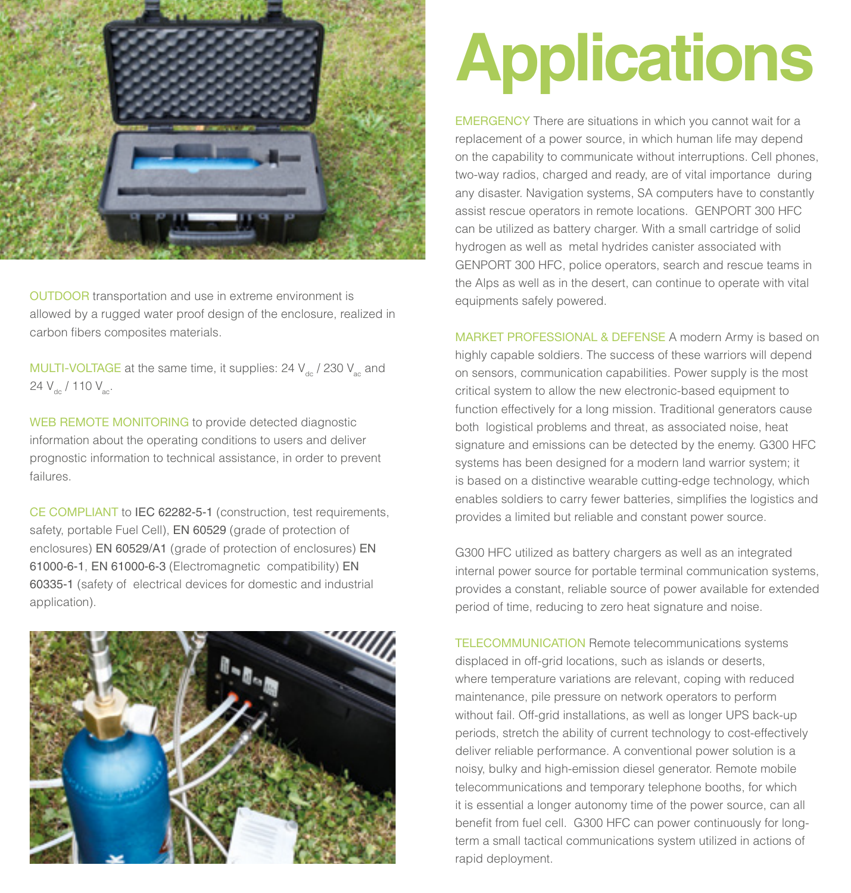OUTDOOR transportation and use in extreme environment is allowed by a rugged water proof design of the enclosure, realized in carbon fibers composites materials.

MULTI-VOLTAGE at the same time, it supplies: 24 $V_{dc}$ / 230 $V_{ac}$ and 24 $V_{dc}$ / 110 $V_{ac}$.

WEB REMOTE MONITORING to provide detected diagnostic information about the operating conditions to users and deliver prognostic information to technical assistance, in order to prevent failures.

CE COMPLIANT to IEC 62282-5-1 (construction, test requirements, safety, portable Fuel Cell), EN 60529 (grade of protection of enclosures) EN 60529/A1 (grade of protection of enclosures) EN 61000-6-1, EN 61000-6-3 (Electromagnetic compatibility) EN 60335-1 (safety of electrical devices for domestic and industrial application).

# Applications

EMERGENCY There are situations in which you cannot wait for a replacement of a power source, in which human life may depend on the capability to communicate without interruptions. Cell phones, two-way radios, charged and ready, are of vital importance during any disaster. Navigation systems, SA computers have to constantly assist rescue operators in remote locations. GENPORT 300 HFC can be utilized as battery charger. With a small cartridge of solid hydrogen as well as metal hydrides canister associated with GENPORT 300 HFC, police operators, search and rescue teams in the Alps as well as in the desert, can continue to operate with vital equipments safely powered.

MARKET PROFESSIONAL & DEFENSE A modern Army is based on highly capable soldiers. The success of these warriors will depend on sensors, communication capabilities. Power supply is the most critical system to allow the new electronic-based equipment to function effectively for a long mission. Traditional generators cause both logistical problems and threat, as associated noise, heat signature and emissions can be detected by the enemy. G300 HFC systems has been designed for a modern land warrior system; it is based on a distinctive wearable cutting-edge technology, which enables soldiers to carry fewer batteries, simplifies the logistics and provides a limited but reliable and constant power source.

G300 HFC utilized as battery chargers as well as an integrated internal power source for portable terminal communication systems, provides a constant, reliable source of power available for extended period of time, reducing to zero heat signature and noise.

TELECOMMUNICATION Remote telecommunications systems displaced in off-grid locations, such as islands or deserts, where temperature variations are relevant, coping with reduced maintenance, pile pressure on network operators to perform without fail. Off-grid installations, as well as longer UPS back-up periods, stretch the ability of current technology to cost-effectively deliver reliable performance. A conventional power solution is a noisy, bulky and high-emission diesel generator. Remote mobile telecommunications and temporary telephone booths, for which it is essential a longer autonomy time of the power source, can all benefit from fuel cell. G300 HFC can power continuously for long-term a small tactical communications system utilized in actions of rapid deployment.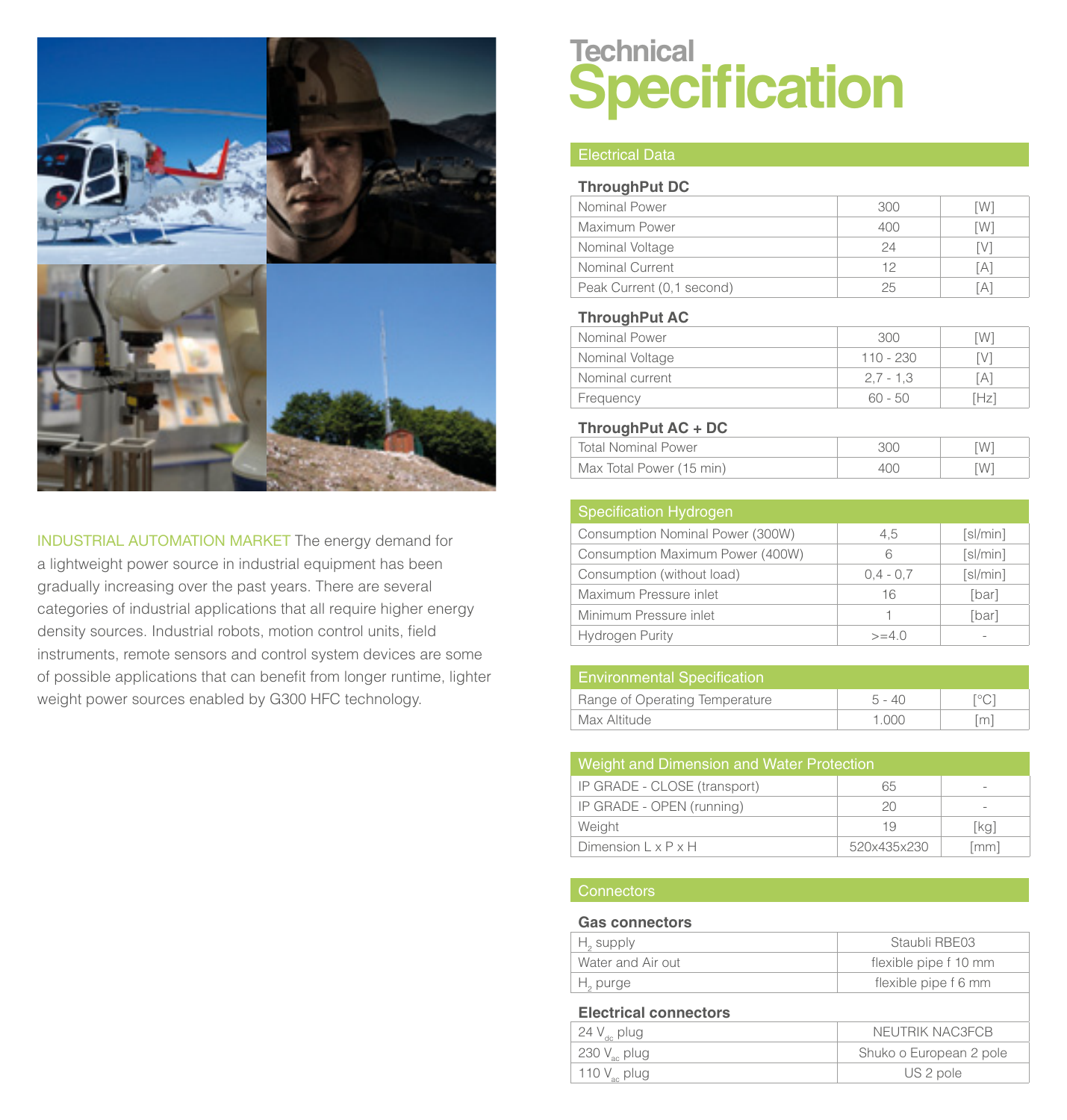INDUSTRIAL AUTOMATION MARKET The energy demand for a lightweight power source in industrial equipment has been gradually increasing over the past years. There are several categories of industrial applications that all require higher energy density sources. Industrial robots, motion control units, field instruments, remote sensors and control system devices are some of possible applications that can benefit from longer runtime, lighter weight power sources enabled by G300 HFC technology.

# Technical Specification

## Electrical Data

### ThroughPut DC

| | | |
|---|---|---|
| Nominal Power | 300 | [W] |
| Maximum Power | 400 | [W] |
| Nominal Voltage | 24 | [V] |
| Nominal Current | 12 | [A] |
| Peak Current (0,1 second) | 25 | [A] |

### ThroughPut AC

| | | |
|---|---|---|
| Nominal Power | 300 | [W] |
| Nominal Voltage | 110 - 230 | [V] |
| Nominal current | 2,7 - 1,3 | [A] |
| Frequency | 60 - 50 | [Hz] |

### ThroughPut AC + DC

| | | |
|---|---|---|
| Total Nominal Power | 300 | [W] |
| Max Total Power (15 min) | 400 | [W] |

## Specification Hydrogen

| | | |
|---|---|---|
| Consumption Nominal Power (300W) | 4,5 | [sl/min] |
| Consumption Maximum Power (400W) | 6 | [sl/min] |
| Consumption (without load) | 0,4 - 0,7 | [sl/min] |
| Maximum Pressure inlet | 16 | [bar] |
| Minimum Pressure inlet | 1 | [bar] |
| Hydrogen Purity | >=4.0 | - |

## Environmental Specification

| | | |
|---|---|---|
| Range of Operating Temperature | 5 - 40 | [°C] |
| Max Altitude | 1.000 | [m] |

## Weight and Dimension and Water Protection

| | | |
|---|---|---|
| IP GRADE - CLOSE (transport) | 65 | - |
| IP GRADE - OPEN (running) | 20 | - |
| Weight | 19 | [kg] |
| Dimension L x P x H | 520x435x230 | [mm] |

## Connectors

### Gas connectors

| | |
|---|---|
| $H_2$ supply | Staubli RBE03 |
| Water and Air out | flexible pipe f 10 mm |
| $H_2$ purge | flexible pipe f 6 mm |

### Electrical connectors

| | |
|---|---|
| 24 $V_{dc}$ plug | NEUTRIK NAC3FCB |
| 230 $V_{ac}$ plug | Shuko o European 2 pole |
| 110 $V_{ac}$ plug | US 2 pole |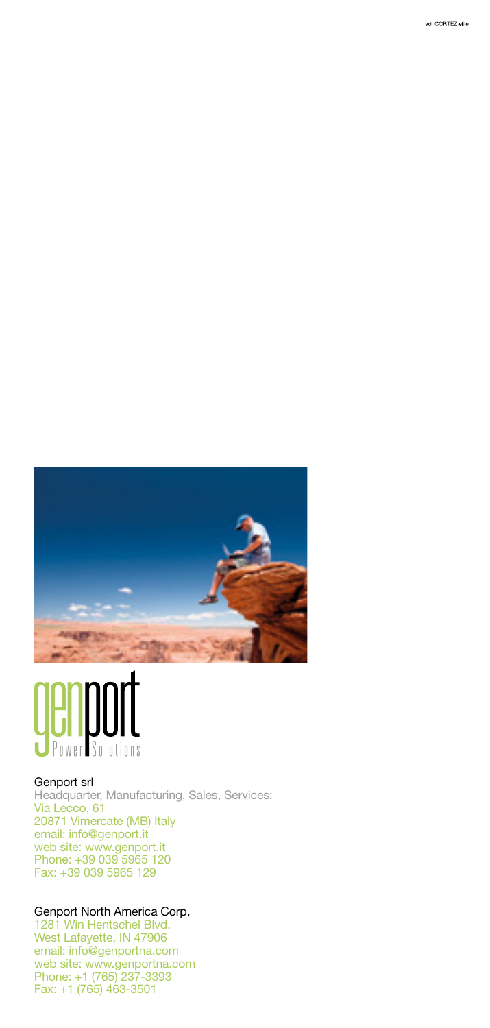ad. CORTEZ elite

genport
Power Solutions

**Genport srl**
Headquarter, Manufacturing, Sales, Services:
Via Lecco, 61
20871 Vimercate (MB) Italy
email: info@genport.it
web site: www.genport.it
Phone: +39 039 5965 120
Fax: +39 039 5965 129

**Genport North America Corp.**
1281 Win Hentschel Blvd.
West Lafayette, IN 47906
email: info@genportna.com
web site: www.genportna.com
Phone: +1 (765) 237-3393
Fax: +1 (765) 463-3501